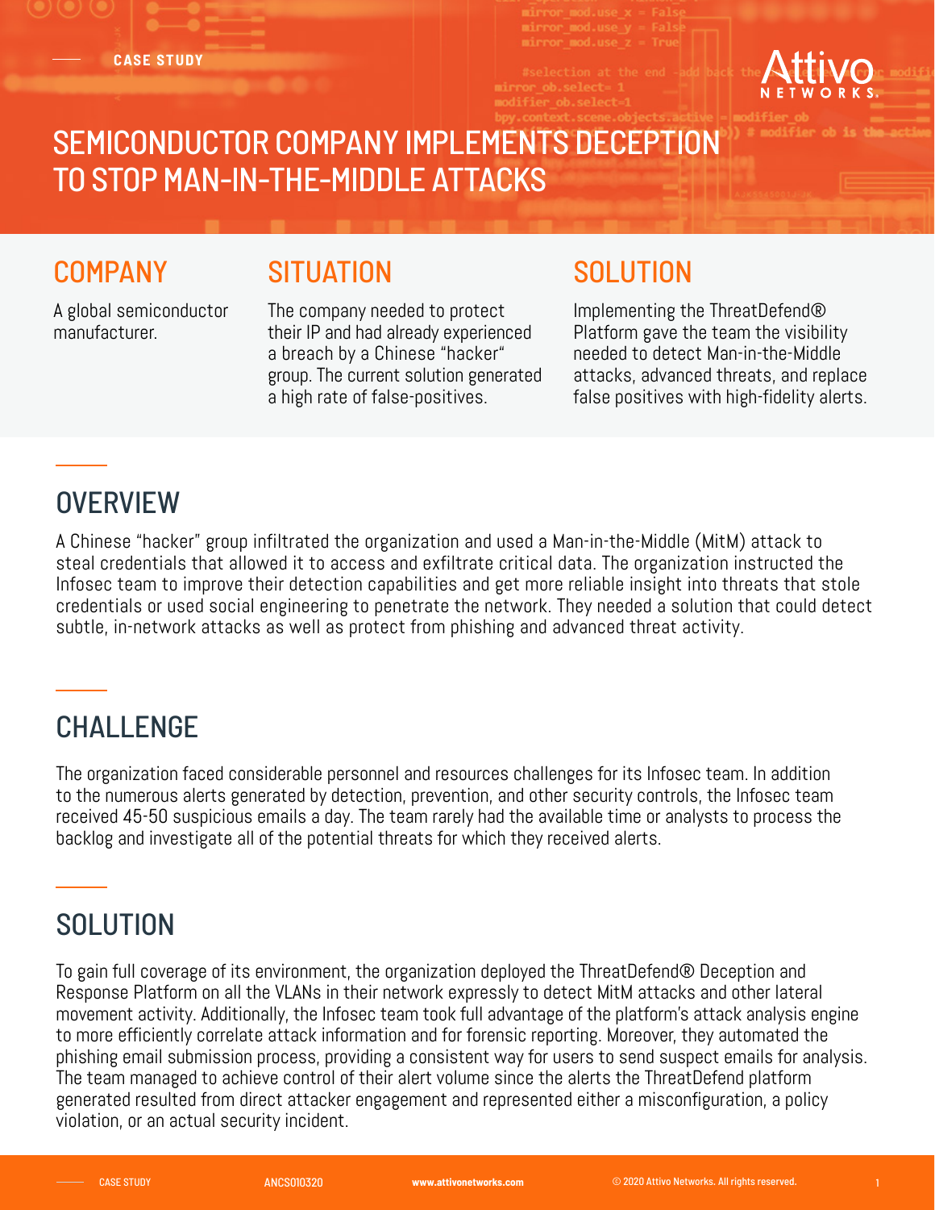CASE STUDY

# SEMICONDUCTOR COMPANY IMPLEMENTS DECEPTION TO STOP MAN-IN-THE-MIDDLE ATTACKS

## COMPANY

A global semiconductor manufacturer.

## SITUATION

The company needed to protect their IP and had already experienced a breach by a Chinese "hacker" group. The current solution generated a high rate of false-positives.

## SOLUTION

Implementing the ThreatDefend® Platform gave the team the visibility needed to detect Man-in-the-Middle attacks, advanced threats, and replace false positives with high-fidelity alerts.

## OVERVIEW

A Chinese "hacker" group infiltrated the organization and used a Man-in-the-Middle (MitM) attack to steal credentials that allowed it to access and exfiltrate critical data. The organization instructed the Infosec team to improve their detection capabilities and get more reliable insight into threats that stole credentials or used social engineering to penetrate the network. They needed a solution that could detect subtle, in-network attacks as well as protect from phishing and advanced threat activity.

## CHALLENGE

The organization faced considerable personnel and resources challenges for its Infosec team. In addition to the numerous alerts generated by detection, prevention, and other security controls, the Infosec team received 45-50 suspicious emails a day. The team rarely had the available time or analysts to process the backlog and investigate all of the potential threats for which they received alerts.

## SOLUTION

To gain full coverage of its environment, the organization deployed the ThreatDefend® Deception and Response Platform on all the VLANs in their network expressly to detect MitM attacks and other lateral movement activity. Additionally, the Infosec team took full advantage of the platform's attack analysis engine to more efficiently correlate attack information and for forensic reporting. Moreover, they automated the phishing email submission process, providing a consistent way for users to send suspect emails for analysis. The team managed to achieve control of their alert volume since the alerts the ThreatDefend platform generated resulted from direct attacker engagement and represented either a misconfiguration, a policy violation, or an actual security incident.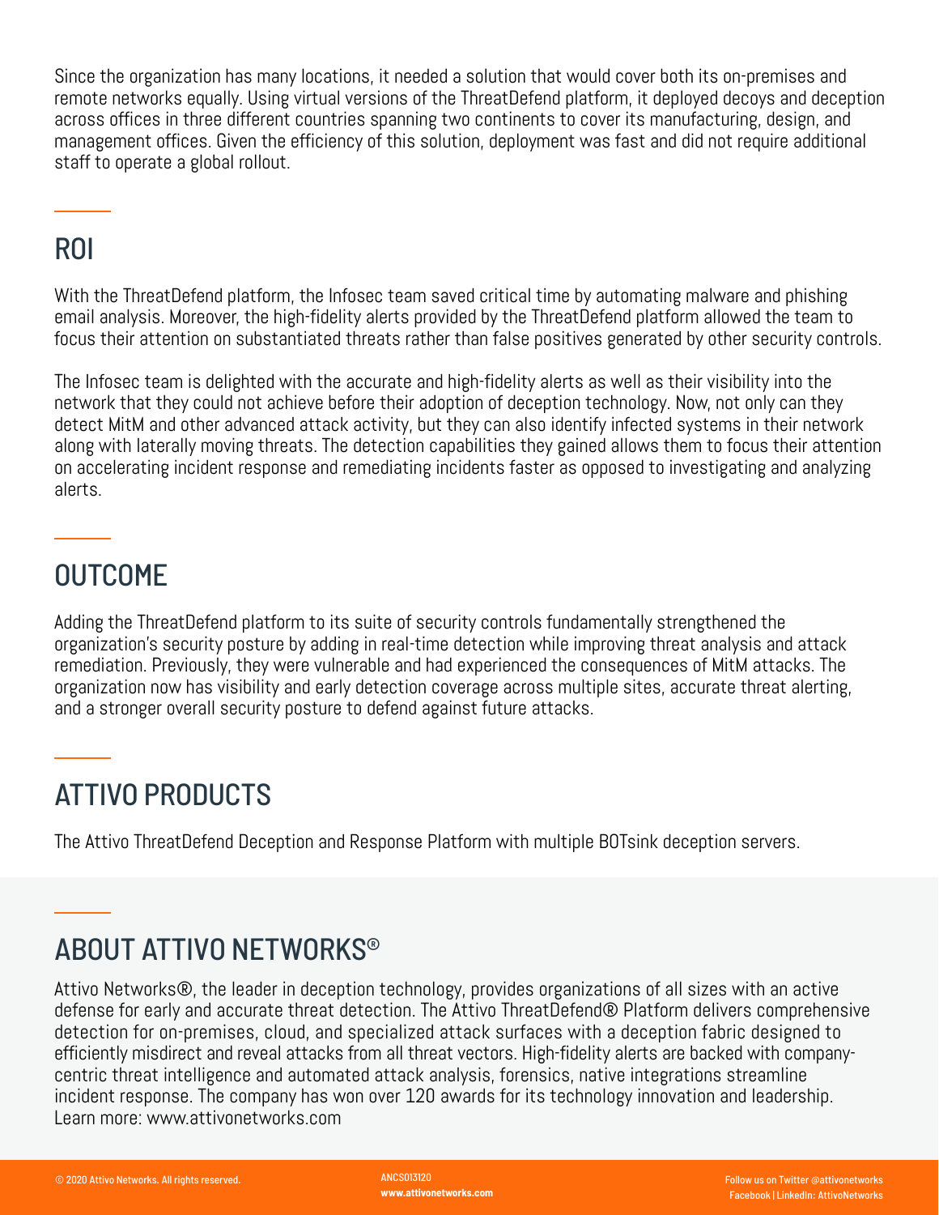Since the organization has many locations, it needed a solution that would cover both its on-premises and remote networks equally. Using virtual versions of the ThreatDefend platform, it deployed decoys and deception across offices in three different countries spanning two continents to cover its manufacturing, design, and management offices. Given the efficiency of this solution, deployment was fast and did not require additional staff to operate a global rollout.

## ROI

With the ThreatDefend platform, the Infosec team saved critical time by automating malware and phishing email analysis. Moreover, the high-fidelity alerts provided by the ThreatDefend platform allowed the team to focus their attention on substantiated threats rather than false positives generated by other security controls.

The Infosec team is delighted with the accurate and high-fidelity alerts as well as their visibility into the network that they could not achieve before their adoption of deception technology. Now, not only can they detect MitM and other advanced attack activity, but they can also identify infected systems in their network along with laterally moving threats. The detection capabilities they gained allows them to focus their attention on accelerating incident response and remediating incidents faster as opposed to investigating and analyzing alerts.

## OUTCOME

Adding the ThreatDefend platform to its suite of security controls fundamentally strengthened the organization's security posture by adding in real-time detection while improving threat analysis and attack remediation. Previously, they were vulnerable and had experienced the consequences of MitM attacks. The organization now has visibility and early detection coverage across multiple sites, accurate threat alerting, and a stronger overall security posture to defend against future attacks.

## ATTIVO PRODUCTS

The Attivo ThreatDefend Deception and Response Platform with multiple BOTsink deception servers.

## ABOUT ATTIVO NETWORKS®

Attivo Networks®, the leader in deception technology, provides organizations of all sizes with an active defense for early and accurate threat detection. The Attivo ThreatDefend® Platform delivers comprehensive detection for on-premises, cloud, and specialized attack surfaces with a deception fabric designed to efficiently misdirect and reveal attacks from all threat vectors. High-fidelity alerts are backed with company-centric threat intelligence and automated attack analysis, forensics, native integrations streamline incident response. The company has won over 120 awards for its technology innovation and leadership. Learn more: www.attivonetworks.com

© 2020 Attivo Networks. All rights reserved.

ANCS013120
**www.attivonetworks.com**

Follow us on Twitter @attivonetworks
Facebook | LinkedIn: AttivoNetworks